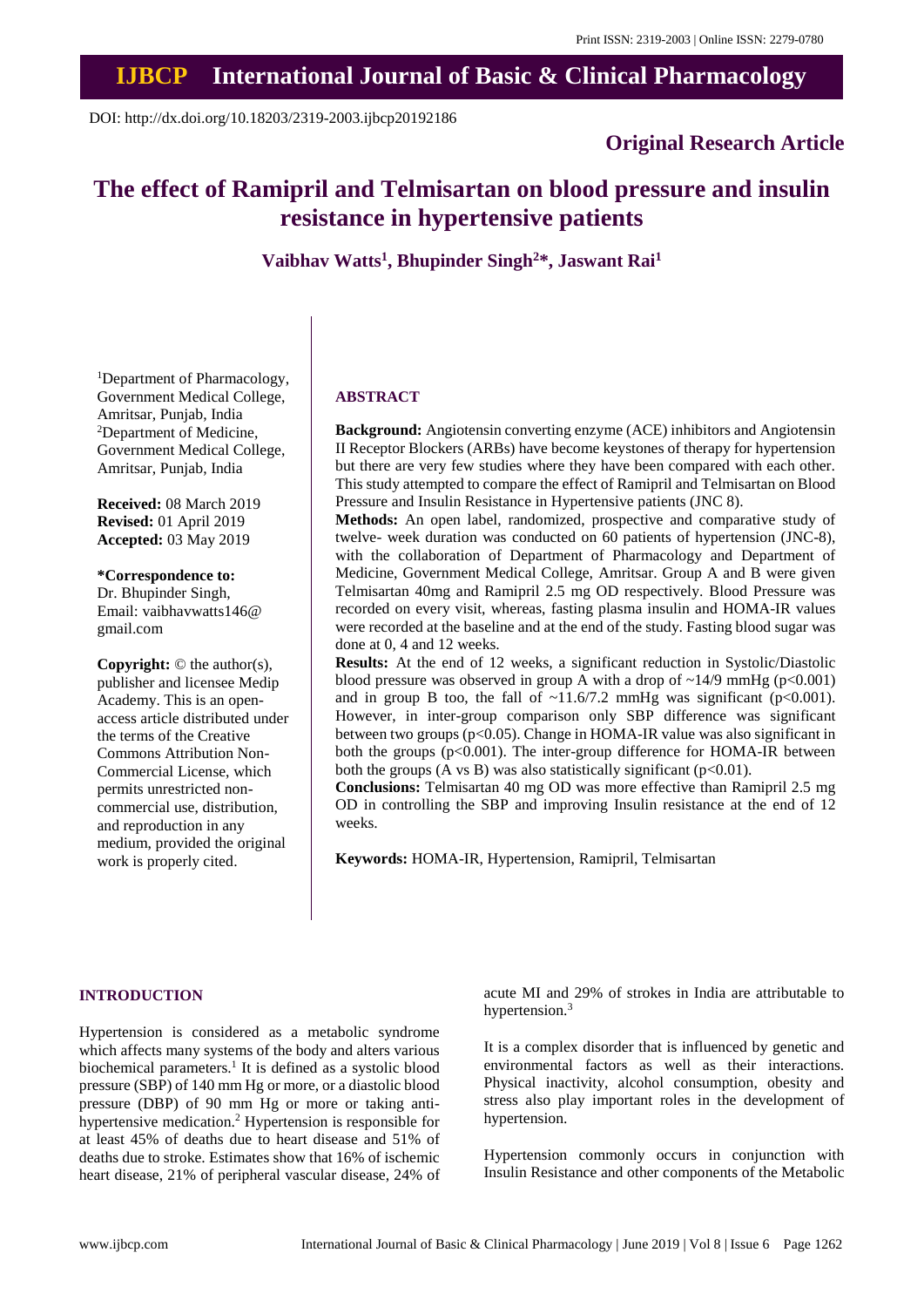DOI: http://dx.doi.org/10.18203/2319-2003.ijbcp20192186

**Original Research Article**

# The effect of Ramipril and Telmisartan on blood pressure and insulin resistance in hypertensive patients

**Vaibhav Watts[1], Bhupinder Singh[2]*, Jaswant Rai[1]**

[1]Department of Pharmacology, Government Medical College, Amritsar, Punjab, India
[2]Department of Medicine, Government Medical College, Amritsar, Punjab, India

**Received:** 08 March 2019
**Revised:** 01 April 2019
**Accepted:** 03 May 2019

**\*Correspondence to:**
Dr. Bhupinder Singh,
Email: vaibhavwatts146@gmail.com

**Copyright:** © the author(s), publisher and licensee Medip Academy. This is an open-access article distributed under the terms of the Creative Commons Attribution Non-Commercial License, which permits unrestricted non-commercial use, distribution, and reproduction in any medium, provided the original work is properly cited.

## ABSTRACT

**Background:** Angiotensin converting enzyme (ACE) inhibitors and Angiotensin II Receptor Blockers (ARBs) have become keystones of therapy for hypertension but there are very few studies where they have been compared with each other. This study attempted to compare the effect of Ramipril and Telmisartan on Blood Pressure and Insulin Resistance in Hypertensive patients (JNC 8).

**Methods:** An open label, randomized, prospective and comparative study of twelve- week duration was conducted on 60 patients of hypertension (JNC-8), with the collaboration of Department of Pharmacology and Department of Medicine, Government Medical College, Amritsar. Group A and B were given Telmisartan 40mg and Ramipril 2.5 mg OD respectively. Blood Pressure was recorded on every visit, whereas, fasting plasma insulin and HOMA-IR values were recorded at the baseline and at the end of the study. Fasting blood sugar was done at 0, 4 and 12 weeks.

**Results:** At the end of 12 weeks, a significant reduction in Systolic/Diastolic blood pressure was observed in group A with a drop of ~14/9 mmHg ($p<0.001$) and in group B too, the fall of ~11.6/7.2 mmHg was significant ($p<0.001$). However, in inter-group comparison only SBP difference was significant between two groups ($p<0.05$). Change in HOMA-IR value was also significant in both the groups ($p<0.001$). The inter-group difference for HOMA-IR between both the groups (A vs B) was also statistically significant ($p<0.01$).

**Conclusions:** Telmisartan 40 mg OD was more effective than Ramipril 2.5 mg OD in controlling the SBP and improving Insulin resistance at the end of 12 weeks.

**Keywords:** HOMA-IR, Hypertension, Ramipril, Telmisartan

## INTRODUCTION

Hypertension is considered as a metabolic syndrome which affects many systems of the body and alters various biochemical parameters.[1] It is defined as a systolic blood pressure (SBP) of 140 mm Hg or more, or a diastolic blood pressure (DBP) of 90 mm Hg or more or taking anti-hypertensive medication.[2] Hypertension is responsible for at least 45% of deaths due to heart disease and 51% of deaths due to stroke. Estimates show that 16% of ischemic heart disease, 21% of peripheral vascular disease, 24% of acute MI and 29% of strokes in India are attributable to hypertension.[3]

It is a complex disorder that is influenced by genetic and environmental factors as well as their interactions. Physical inactivity, alcohol consumption, obesity and stress also play important roles in the development of hypertension.

Hypertension commonly occurs in conjunction with Insulin Resistance and other components of the Metabolic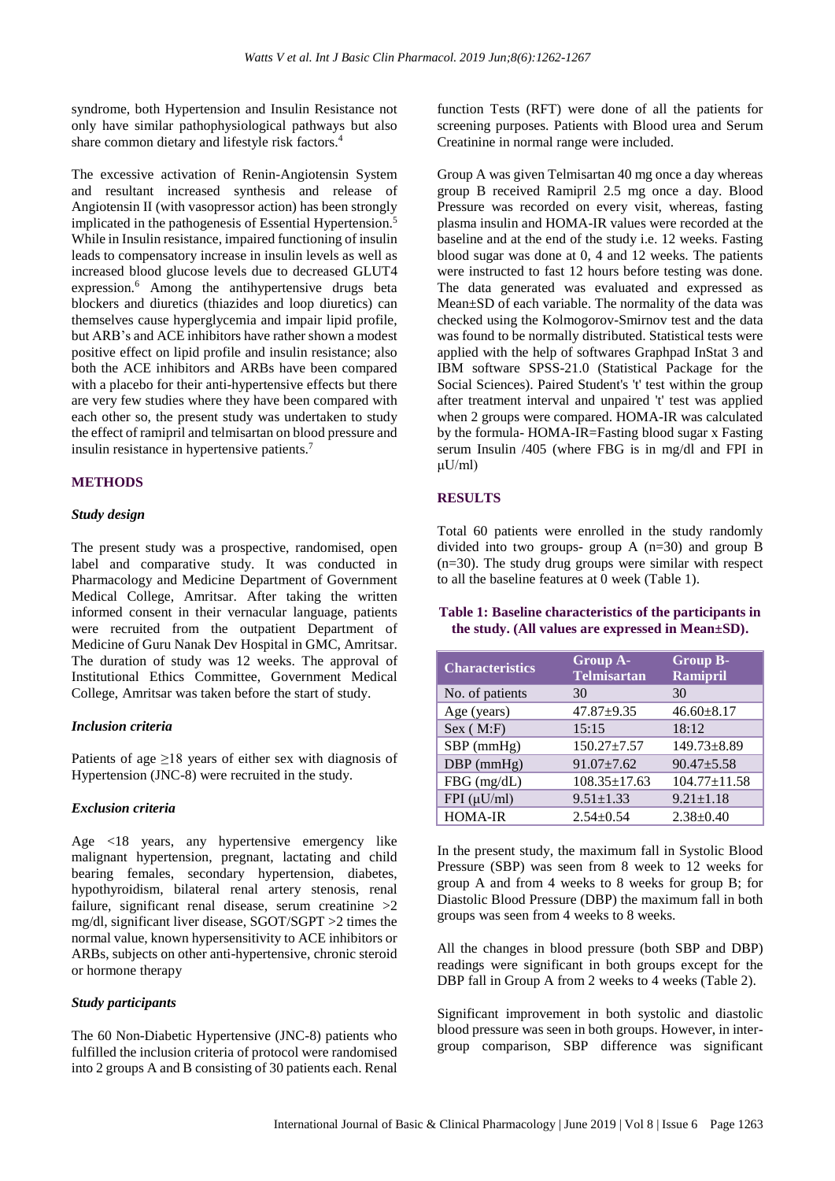syndrome, both Hypertension and Insulin Resistance not only have similar pathophysiological pathways but also share common dietary and lifestyle risk factors.[4]

The excessive activation of Renin-Angiotensin System and resultant increased synthesis and release of Angiotensin II (with vasopressor action) has been strongly implicated in the pathogenesis of Essential Hypertension.[5] While in Insulin resistance, impaired functioning of insulin leads to compensatory increase in insulin levels as well as increased blood glucose levels due to decreased GLUT4 expression.[6] Among the antihypertensive drugs beta blockers and diuretics (thiazides and loop diuretics) can themselves cause hyperglycemia and impair lipid profile, but ARB's and ACE inhibitors have rather shown a modest positive effect on lipid profile and insulin resistance; also both the ACE inhibitors and ARBs have been compared with a placebo for their anti-hypertensive effects but there are very few studies where they have been compared with each other so, the present study was undertaken to study the effect of ramipril and telmisartan on blood pressure and insulin resistance in hypertensive patients.[7]

## METHODS

### Study design

The present study was a prospective, randomised, open label and comparative study. It was conducted in Pharmacology and Medicine Department of Government Medical College, Amritsar. After taking the written informed consent in their vernacular language, patients were recruited from the outpatient Department of Medicine of Guru Nanak Dev Hospital in GMC, Amritsar. The duration of study was 12 weeks. The approval of Institutional Ethics Committee, Government Medical College, Amritsar was taken before the start of study.

### Inclusion criteria

Patients of age ≥18 years of either sex with diagnosis of Hypertension (JNC-8) were recruited in the study.

### Exclusion criteria

Age <18 years, any hypertensive emergency like malignant hypertension, pregnant, lactating and child bearing females, secondary hypertension, diabetes, hypothyroidism, bilateral renal artery stenosis, renal failure, significant renal disease, serum creatinine >2 mg/dl, significant liver disease, SGOT/SGPT >2 times the normal value, known hypersensitivity to ACE inhibitors or ARBs, subjects on other anti-hypertensive, chronic steroid or hormone therapy

### Study participants

The 60 Non-Diabetic Hypertensive (JNC-8) patients who fulfilled the inclusion criteria of protocol were randomised into 2 groups A and B consisting of 30 patients each. Renal function Tests (RFT) were done of all the patients for screening purposes. Patients with Blood urea and Serum Creatinine in normal range were included.

Group A was given Telmisartan 40 mg once a day whereas group B received Ramipril 2.5 mg once a day. Blood Pressure was recorded on every visit, whereas, fasting plasma insulin and HOMA-IR values were recorded at the baseline and at the end of the study i.e. 12 weeks. Fasting blood sugar was done at 0, 4 and 12 weeks. The patients were instructed to fast 12 hours before testing was done. The data generated was evaluated and expressed as Mean±SD of each variable. The normality of the data was checked using the Kolmogorov-Smirnov test and the data was found to be normally distributed. Statistical tests were applied with the help of softwares Graphpad InStat 3 and IBM software SPSS-21.0 (Statistical Package for the Social Sciences). Paired Student's 't' test within the group after treatment interval and unpaired 't' test was applied when 2 groups were compared. HOMA-IR was calculated by the formula- HOMA-IR=Fasting blood sugar x Fasting serum Insulin /405 (where FBG is in mg/dl and FPI in μU/ml)

## RESULTS

Total 60 patients were enrolled in the study randomly divided into two groups- group A (n=30) and group B (n=30). The study drug groups were similar with respect to all the baseline features at 0 week (Table 1).

**Table 1: Baseline characteristics of the participants in the study. (All values are expressed in Mean±SD).**

| Characteristics | Group A-Telmisartan | Group B-Ramipril |
|---|---|---|
| No. of patients | 30 | 30 |
| Age (years) | 47.87±9.35 | 46.60±8.17 |
| Sex ( M:F) | 15:15 | 18:12 |
| SBP (mmHg) | 150.27±7.57 | 149.73±8.89 |
| DBP (mmHg) | 91.07±7.62 | 90.47±5.58 |
| FBG (mg/dL) | 108.35±17.63 | 104.77±11.58 |
| FPI (μU/ml) | 9.51±1.33 | 9.21±1.18 |
| HOMA-IR | 2.54±0.54 | 2.38±0.40 |

In the present study, the maximum fall in Systolic Blood Pressure (SBP) was seen from 8 week to 12 weeks for group A and from 4 weeks to 8 weeks for group B; for Diastolic Blood Pressure (DBP) the maximum fall in both groups was seen from 4 weeks to 8 weeks.

All the changes in blood pressure (both SBP and DBP) readings were significant in both groups except for the DBP fall in Group A from 2 weeks to 4 weeks (Table 2).

Significant improvement in both systolic and diastolic blood pressure was seen in both groups. However, in inter-group comparison, SBP difference was significant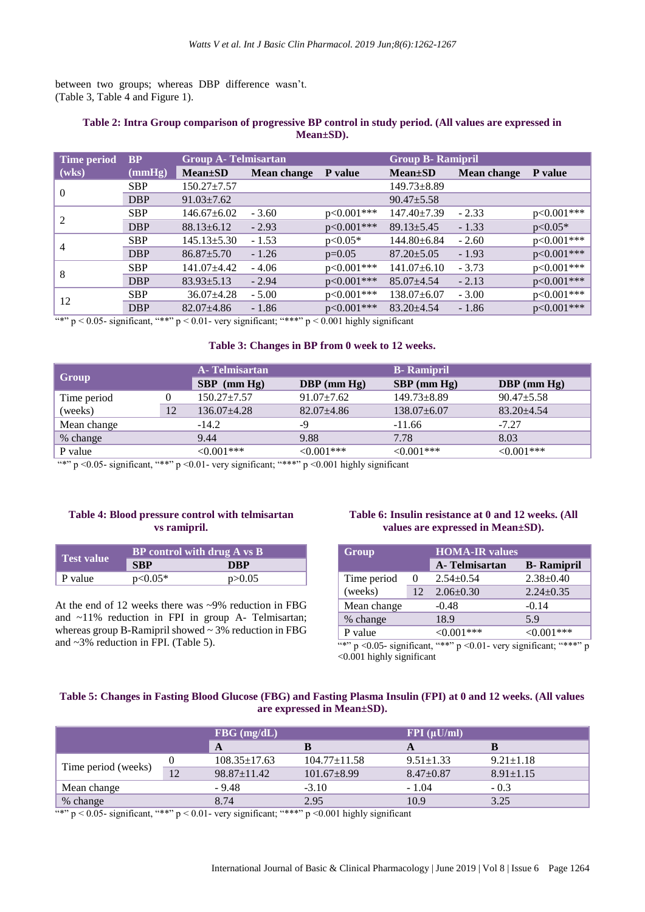between two groups; whereas DBP difference wasn't. (Table 3, Table 4 and Figure 1).

**Table 2: Intra Group comparison of progressive BP control in study period. (All values are expressed in Mean±SD).**

| Time period (wks) | BP (mmHg) | Group A- Telmisartan | | | Group B- Ramipril | | |
|---|---|---|---|---|---|---|---|
| | | Mean±SD | Mean change | P value | Mean±SD | Mean change | P value |
| 0 | SBP | 150.27±7.57 | | | 149.73±8.89 | | |
| | DBP | 91.03±7.62 | | | 90.47±5.58 | | |
| 2 | SBP | 146.67±6.02 | - 3.60 | p<0.001*** | 147.40±7.39 | - 2.33 | p<0.001*** |
| | DBP | 88.13±6.12 | - 2.93 | p<0.001*** | 89.13±5.45 | - 1.33 | p<0.05* |
| 4 | SBP | 145.13±5.30 | - 1.53 | p<0.05* | 144.80±6.84 | - 2.60 | p<0.001*** |
| | DBP | 86.87±5.70 | - 1.26 | p=0.05 | 87.20±5.05 | - 1.93 | p<0.001*** |
| 8 | SBP | 141.07±4.42 | - 4.06 | p<0.001*** | 141.07±6.10 | - 3.73 | p<0.001*** |
| | DBP | 83.93±5.13 | - 2.94 | p<0.001*** | 85.07±4.54 | - 2.13 | p<0.001*** |
| 12 | SBP | 36.07±4.28 | - 5.00 | p<0.001*** | 138.07±6.07 | - 3.00 | p<0.001*** |
| | DBP | 82.07±4.86 | - 1.86 | p<0.001*** | 83.20±4.54 | - 1.86 | p<0.001*** |

"*" p < 0.05- significant, "**" p < 0.01- very significant; "***" p < 0.001 highly significant

**Table 3: Changes in BP from 0 week to 12 weeks.**

| Group | | A- Telmisartan | | B- Ramipril | |
|---|---|---|---|---|---|
| | | SBP (mm Hg) | DBP (mm Hg) | SBP (mm Hg) | DBP (mm Hg) |
| Time period (weeks) | 0 | 150.27±7.57 | 91.07±7.62 | 149.73±8.89 | 90.47±5.58 |
| | 12 | 136.07±4.28 | 82.07±4.86 | 138.07±6.07 | 83.20±4.54 |
| Mean change | | -14.2 | -9 | -11.66 | -7.27 |
| % change | | 9.44 | 9.88 | 7.78 | 8.03 |
| P value | | <0.001*** | <0.001*** | <0.001*** | <0.001*** |

"*" p <0.05- significant, "**" p <0.01- very significant; "***" p <0.001 highly significant

**Table 4: Blood pressure control with telmisartan vs ramipril.**

| Test value | BP control with drug A vs B | |
|---|---|---|
| | SBP | DBP |
| P value | p<0.05* | p>0.05 |

At the end of 12 weeks there was ~9% reduction in FBG and ~11% reduction in FPI in group A- Telmisartan; whereas group B-Ramipril showed ~ 3% reduction in FBG and ~3% reduction in FPI. (Table 5).

**Table 6: Insulin resistance at 0 and 12 weeks. (All values are expressed in Mean±SD).**

| Group | | HOMA-IR values | |
|---|---|---|---|
| | | A- Telmisartan | B- Ramipril |
| Time period (weeks) | 0 | 2.54±0.54 | 2.38±0.40 |
| | 12 | 2.06±0.30 | 2.24±0.35 |
| Mean change | | -0.48 | -0.14 |
| % change | | 18.9 | 5.9 |
| P value | | <0.001*** | <0.001*** |

"*" p <0.05- significant, "**" p <0.01- very significant; "***" p <0.001 highly significant

**Table 5: Changes in Fasting Blood Glucose (FBG) and Fasting Plasma Insulin (FPI) at 0 and 12 weeks. (All values are expressed in Mean±SD).**

| | | FBG (mg/dL) | | FPI (µU/ml) | |
|---|---|---|---|---|---|
| | | A | B | A | B |
| Time period (weeks) | 0 | 108.35±17.63 | 104.77±11.58 | 9.51±1.33 | 9.21±1.18 |
| | 12 | 98.87±11.42 | 101.67±8.99 | 8.47±0.87 | 8.91±1.15 |
| Mean change | | - 9.48 | -3.10 | - 1.04 | - 0.3 |
| % change | | 8.74 | 2.95 | 10.9 | 3.25 |

"*" p < 0.05- significant, "**" p < 0.01- very significant; "***" p <0.001 highly significant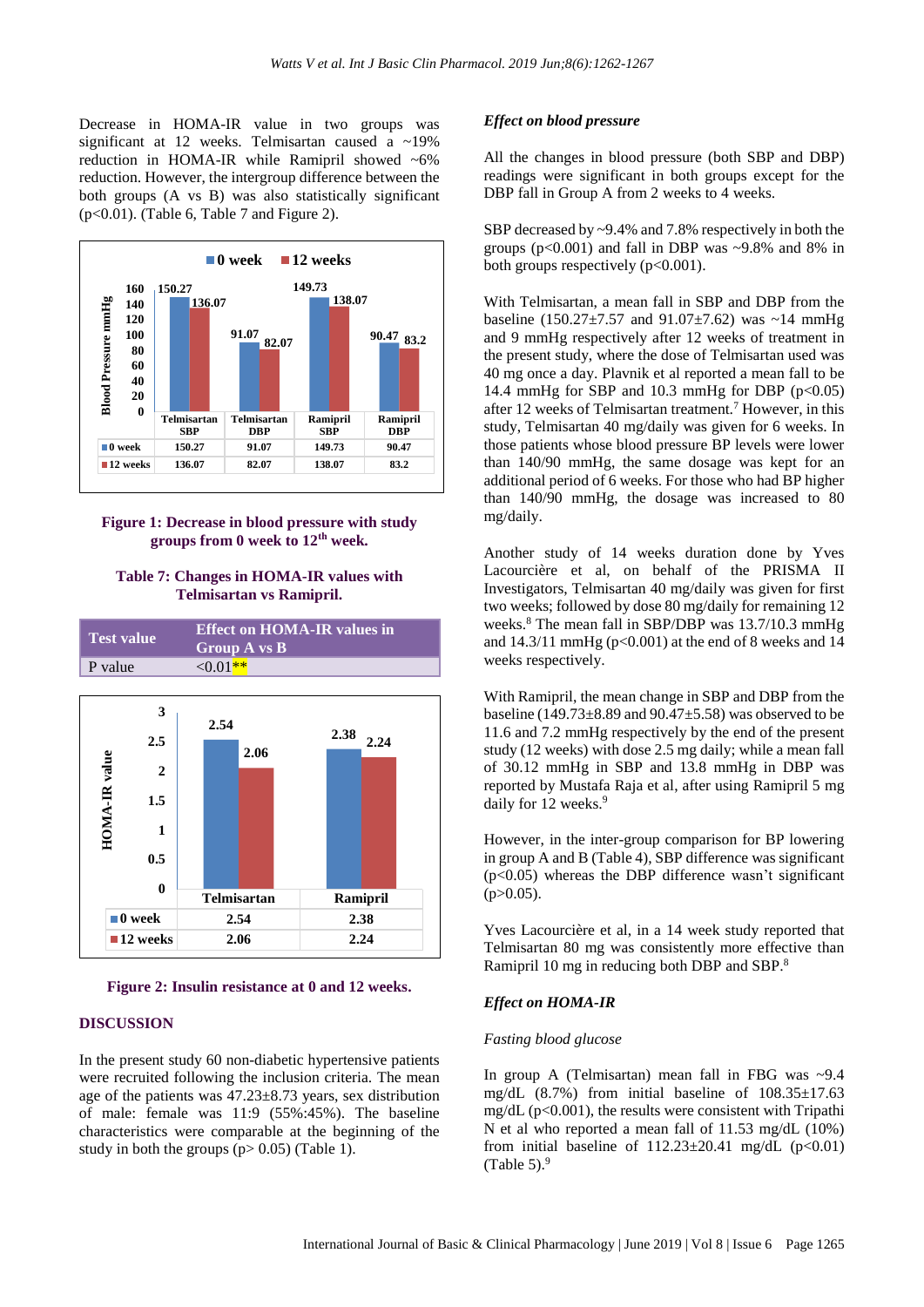Decrease in HOMA-IR value in two groups was significant at 12 weeks. Telmisartan caused a ~19% reduction in HOMA-IR while Ramipril showed ~6% reduction. However, the intergroup difference between the both groups (A vs B) was also statistically significant (p<0.01). (Table 6, Table 7 and Figure 2).

0 week
12 weeks
Blood Pressure mmHg
160
140
120
100
80
60
40
20
0
150.27
136.07
91.07
82.07
149.73
138.07
90.47
83.2
Telmisartan SBP
Telmisartan DBP
Ramipril SBP
Ramipril DBP
0 week 150.27 91.07 149.73 90.47
12 weeks 136.07 82.07 138.07 83.2

**Figure 1: Decrease in blood pressure with study groups from 0 week to 12th week.**

**Table 7: Changes in HOMA-IR values with Telmisartan vs Ramipril.**

| Test value | Effect on HOMA-IR values in Group A vs B |
|---|---|
| P value | <0.01** |

3
2.5
2
1.5
1
0.5
0
HOMA-IR value
2.54
2.06
2.38
2.24
Telmisartan
Ramipril
0 week 2.54 2.38
12 weeks 2.06 2.24

**Figure 2: Insulin resistance at 0 and 12 weeks.**

## DISCUSSION

In the present study 60 non-diabetic hypertensive patients were recruited following the inclusion criteria. The mean age of the patients was 47.23±8.73 years, sex distribution of male: female was 11:9 (55%:45%). The baseline characteristics were comparable at the beginning of the study in both the groups (p> 0.05) (Table 1).

### *Effect on blood pressure*

All the changes in blood pressure (both SBP and DBP) readings were significant in both groups except for the DBP fall in Group A from 2 weeks to 4 weeks.

SBP decreased by ~9.4% and 7.8% respectively in both the groups (p<0.001) and fall in DBP was ~9.8% and 8% in both groups respectively (p<0.001).

With Telmisartan, a mean fall in SBP and DBP from the baseline (150.27±7.57 and 91.07±7.62) was ~14 mmHg and 9 mmHg respectively after 12 weeks of treatment in the present study, where the dose of Telmisartan used was 40 mg once a day. Plavnik et al reported a mean fall to be 14.4 mmHg for SBP and 10.3 mmHg for DBP (p<0.05) after 12 weeks of Telmisartan treatment.[7] However, in this study, Telmisartan 40 mg/daily was given for 6 weeks. In those patients whose blood pressure BP levels were lower than 140/90 mmHg, the same dosage was kept for an additional period of 6 weeks. For those who had BP higher than 140/90 mmHg, the dosage was increased to 80 mg/daily.

Another study of 14 weeks duration done by Yves Lacourcière et al, on behalf of the PRISMA II Investigators, Telmisartan 40 mg/daily was given for first two weeks; followed by dose 80 mg/daily for remaining 12 weeks.[8] The mean fall in SBP/DBP was 13.7/10.3 mmHg and 14.3/11 mmHg (p<0.001) at the end of 8 weeks and 14 weeks respectively.

With Ramipril, the mean change in SBP and DBP from the baseline (149.73±8.89 and 90.47±5.58) was observed to be 11.6 and 7.2 mmHg respectively by the end of the present study (12 weeks) with dose 2.5 mg daily; while a mean fall of 30.12 mmHg in SBP and 13.8 mmHg in DBP was reported by Mustafa Raja et al, after using Ramipril 5 mg daily for 12 weeks.[9]

However, in the inter-group comparison for BP lowering in group A and B (Table 4), SBP difference was significant (p<0.05) whereas the DBP difference wasn't significant (p>0.05).

Yves Lacourcière et al, in a 14 week study reported that Telmisartan 80 mg was consistently more effective than Ramipril 10 mg in reducing both DBP and SBP.[8]

### *Effect on HOMA-IR*

*Fasting blood glucose*

In group A (Telmisartan) mean fall in FBG was ~9.4 mg/dL (8.7%) from initial baseline of 108.35±17.63 mg/dL (p<0.001), the results were consistent with Tripathi N et al who reported a mean fall of 11.53 mg/dL (10%) from initial baseline of 112.23±20.41 mg/dL (p<0.01) (Table 5).[9]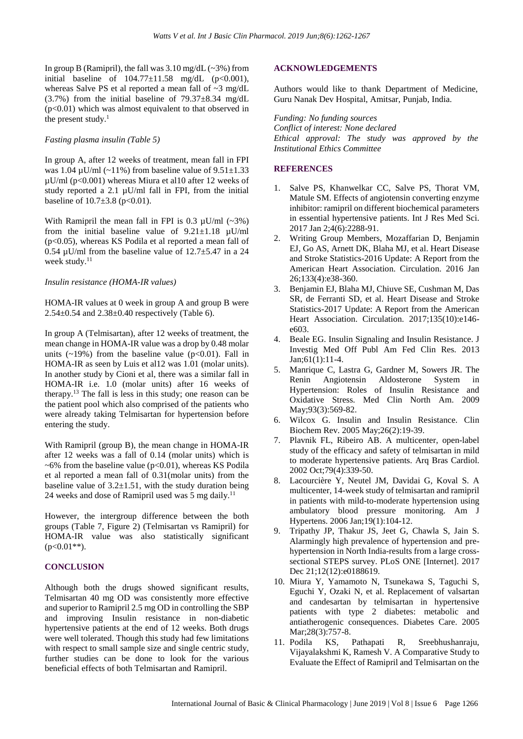In group B (Ramipril), the fall was 3.10 mg/dL (~3%) from initial baseline of 104.77±11.58 mg/dL ($p<0.001$), whereas Salve PS et al reported a mean fall of ~3 mg/dL (3.7%) from the initial baseline of 79.37±8.34 mg/dL ($p<0.01$) which was almost equivalent to that observed in the present study.[1]

*Fasting plasma insulin (Table 5)*

In group A, after 12 weeks of treatment, mean fall in FPI was 1.04 µU/ml (~11%) from baseline value of 9.51±1.33 µU/ml ($p<0.001$) whereas Miura et al10 after 12 weeks of study reported a 2.1 µU/ml fall in FPI, from the initial baseline of 10.7±3.8 ($p<0.01$).

With Ramipril the mean fall in FPI is 0.3 µU/ml (~3%) from the initial baseline value of 9.21±1.18 µU/ml ($p<0.05$), whereas KS Podila et al reported a mean fall of 0.54 µU/ml from the baseline value of 12.7±5.47 in a 24 week study.[11]

*Insulin resistance (HOMA-IR values)*

HOMA-IR values at 0 week in group A and group B were 2.54±0.54 and 2.38±0.40 respectively (Table 6).

In group A (Telmisartan), after 12 weeks of treatment, the mean change in HOMA-IR value was a drop by 0.48 molar units (~19%) from the baseline value ($p<0.01$). Fall in HOMA-IR as seen by Luis et al was 1.01 (molar units). In another study by Cioni et al, there was a similar fall in HOMA-IR i.e. 1.0 (molar units) after 16 weeks of therapy.[13] The fall is less in this study; one reason can be the patient pool which also comprised of the patients who were already taking Telmisartan for hypertension before entering the study.

With Ramipril (group B), the mean change in HOMA-IR after 12 weeks was a fall of 0.14 (molar units) which is ~6% from the baseline value ($p<0.01$), whereas KS Podila et al reported a mean fall of 0.31(molar units) from the baseline value of 3.2±1.51, with the study duration being 24 weeks and dose of Ramipril used was 5 mg daily.[11]

However, the intergroup difference between the both groups (Table 7, Figure 2) (Telmisartan vs Ramipril) for HOMA-IR value was also statistically significant ($p<0.01$**).

## CONCLUSION

Although both the drugs showed significant results, Telmisartan 40 mg OD was consistently more effective and superior to Ramipril 2.5 mg OD in controlling the SBP and improving Insulin resistance in non-diabetic hypertensive patients at the end of 12 weeks. Both drugs were well tolerated. Though this study had few limitations with respect to small sample size and single centric study, further studies can be done to look for the various beneficial effects of both Telmisartan and Ramipril.

## ACKNOWLEDGEMENTS

Authors would like to thank Department of Medicine, Guru Nanak Dev Hospital, Amitsar, Punjab, India.

*Funding: No funding sources*
*Conflict of interest: None declared*
*Ethical approval: The study was approved by the Institutional Ethics Committee*

## REFERENCES

1. Salve PS, Khanwelkar CC, Salve PS, Thorat VM, Matule SM. Effects of angiotensin converting enzyme inhibitor: ramipril on different biochemical parameters in essential hypertensive patients. Int J Res Med Sci. 2017 Jan 2;4(6):2288-91.
2. Writing Group Members, Mozaffarian D, Benjamin EJ, Go AS, Arnett DK, Blaha MJ, et al. Heart Disease and Stroke Statistics-2016 Update: A Report from the American Heart Association. Circulation. 2016 Jan 26;133(4):e38-360.
3. Benjamin EJ, Blaha MJ, Chiuve SE, Cushman M, Das SR, de Ferranti SD, et al. Heart Disease and Stroke Statistics-2017 Update: A Report from the American Heart Association. Circulation. 2017;135(10):e146-e603.
4. Beale EG. Insulin Signaling and Insulin Resistance. J Investig Med Off Publ Am Fed Clin Res. 2013 Jan;61(1):11-4.
5. Manrique C, Lastra G, Gardner M, Sowers JR. The Renin Angiotensin Aldosterone System in Hypertension: Roles of Insulin Resistance and Oxidative Stress. Med Clin North Am. 2009 May;93(3):569-82.
6. Wilcox G. Insulin and Insulin Resistance. Clin Biochem Rev. 2005 May;26(2):19-39.
7. Plavnik FL, Ribeiro AB. A multicenter, open-label study of the efficacy and safety of telmisartan in mild to moderate hypertensive patients. Arq Bras Cardiol. 2002 Oct;79(4):339-50.
8. Lacourcière Y, Neutel JM, Davidai G, Koval S. A multicenter, 14-week study of telmisartan and ramipril in patients with mild-to-moderate hypertension using ambulatory blood pressure monitoring. Am J Hypertens. 2006 Jan;19(1):104-12.
9. Tripathy JP, Thakur JS, Jeet G, Chawla S, Jain S. Alarmingly high prevalence of hypertension and pre-hypertension in North India-results from a large cross-sectional STEPS survey. PLoS ONE [Internet]. 2017 Dec 21;12(12):e0188619.
10. Miura Y, Yamamoto N, Tsunekawa S, Taguchi S, Eguchi Y, Ozaki N, et al. Replacement of valsartan and candesartan by telmisartan in hypertensive patients with type 2 diabetes: metabolic and antiatherogenic consequences. Diabetes Care. 2005 Mar;28(3):757-8.
11. Podila KS, Pathapati R, Sreebhushanraju, Vijayalakshmi K, Ramesh V. A Comparative Study to Evaluate the Effect of Ramipril and Telmisartan on the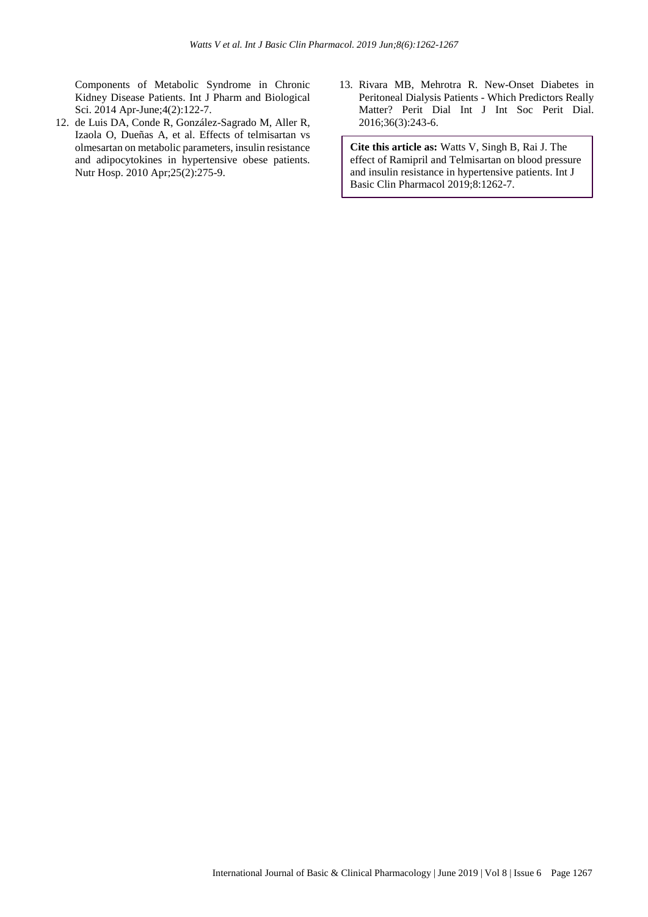Components of Metabolic Syndrome in Chronic Kidney Disease Patients. Int J Pharm and Biological Sci. 2014 Apr-June;4(2):122-7.

12. de Luis DA, Conde R, González-Sagrado M, Aller R, Izaola O, Dueñas A, et al. Effects of telmisartan vs olmesartan on metabolic parameters, insulin resistance and adipocytokines in hypertensive obese patients. Nutr Hosp. 2010 Apr;25(2):275-9.
13. Rivara MB, Mehrotra R. New-Onset Diabetes in Peritoneal Dialysis Patients - Which Predictors Really Matter? Perit Dial Int J Int Soc Perit Dial. 2016;36(3):243-6.

**Cite this article as:** Watts V, Singh B, Rai J. The effect of Ramipril and Telmisartan on blood pressure and insulin resistance in hypertensive patients. Int J Basic Clin Pharmacol 2019;8:1262-7.